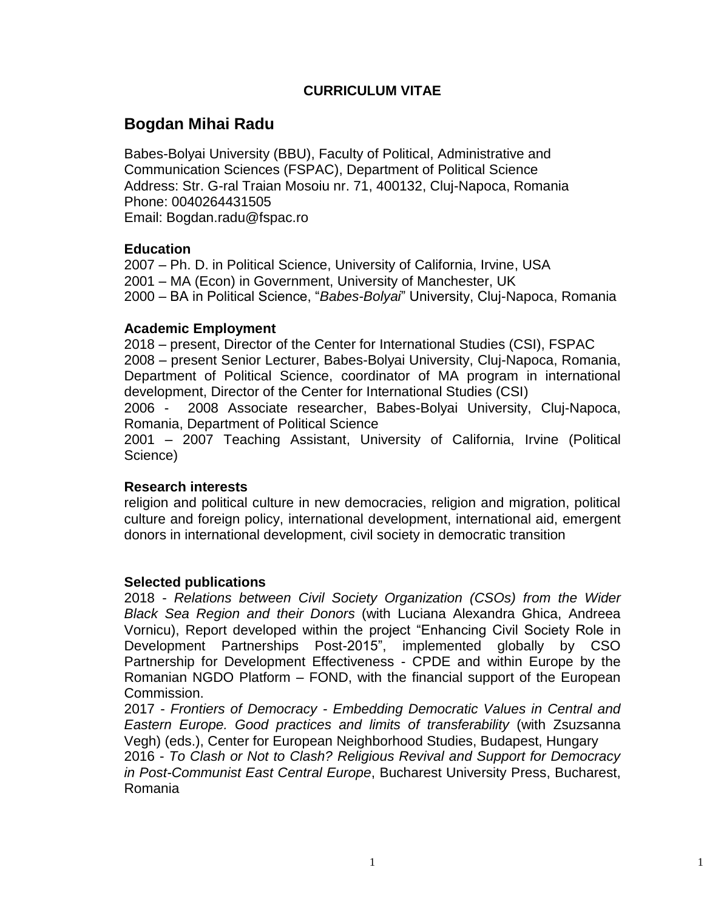**CURRICULUM VITAE**

# Bogdan Mihai Radu

Babes-Bolyai University (BBU), Faculty of Political, Administrative and Communication Sciences (FSPAC), Department of Political Science
Address: Str. G-ral Traian Mosoiu nr. 71, 400132, Cluj-Napoca, Romania
Phone: 0040264431505
Email: Bogdan.radu@fspac.ro

## Education

2007 – Ph. D. in Political Science, University of California, Irvine, USA
2001 – MA (Econ) in Government, University of Manchester, UK
2000 – BA in Political Science, "*Babes-Bolyai*" University, Cluj-Napoca, Romania

## Academic Employment

2018 – present, Director of the Center for International Studies (CSI), FSPAC
2008 – present Senior Lecturer, Babes-Bolyai University, Cluj-Napoca, Romania, Department of Political Science, coordinator of MA program in international development, Director of the Center for International Studies (CSI)
2006 - 2008 Associate researcher, Babes-Bolyai University, Cluj-Napoca, Romania, Department of Political Science
2001 – 2007 Teaching Assistant, University of California, Irvine (Political Science)

## Research interests

religion and political culture in new democracies, religion and migration, political culture and foreign policy, international development, international aid, emergent donors in international development, civil society in democratic transition

## Selected publications

2018 - *Relations between Civil Society Organization (CSOs) from the Wider Black Sea Region and their Donors* (with Luciana Alexandra Ghica, Andreea Vornicu), Report developed within the project "Enhancing Civil Society Role in Development Partnerships Post-2015", implemented globally by CSO Partnership for Development Effectiveness - CPDE and within Europe by the Romanian NGDO Platform – FOND, with the financial support of the European Commission.
2017 - *Frontiers of Democracy - Embedding Democratic Values in Central and Eastern Europe. Good practices and limits of transferability* (with Zsuzsanna Vegh) (eds.), Center for European Neighborhood Studies, Budapest, Hungary
2016 - *To Clash or Not to Clash? Religious Revival and Support for Democracy in Post-Communist East Central Europe*, Bucharest University Press, Bucharest, Romania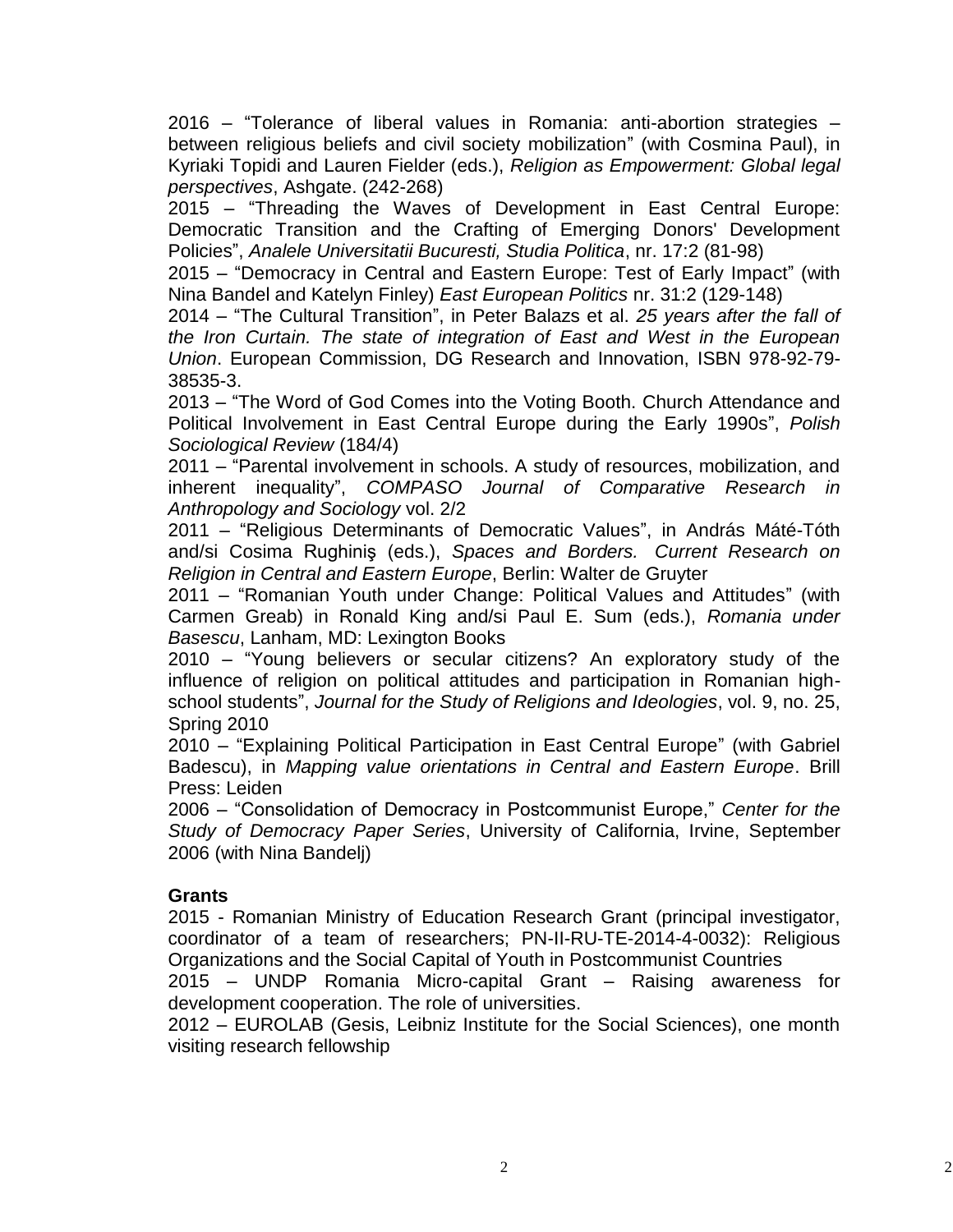2016 – "Tolerance of liberal values in Romania: anti-abortion strategies – between religious beliefs and civil society mobilization" (with Cosmina Paul), in Kyriaki Topidi and Lauren Fielder (eds.), *Religion as Empowerment: Global legal perspectives*, Ashgate. (242-268)

2015 – "Threading the Waves of Development in East Central Europe: Democratic Transition and the Crafting of Emerging Donors' Development Policies", *Analele Universitatii Bucuresti, Studia Politica*, nr. 17:2 (81-98)

2015 – "Democracy in Central and Eastern Europe: Test of Early Impact" (with Nina Bandel and Katelyn Finley) *East European Politics* nr. 31:2 (129-148)

2014 – "The Cultural Transition", in Peter Balazs et al. *25 years after the fall of the Iron Curtain. The state of integration of East and West in the European Union*. European Commission, DG Research and Innovation, ISBN 978-92-79-38535-3.

2013 – "The Word of God Comes into the Voting Booth. Church Attendance and Political Involvement in East Central Europe during the Early 1990s", *Polish Sociological Review* (184/4)

2011 – "Parental involvement in schools. A study of resources, mobilization, and inherent inequality", *COMPASO Journal of Comparative Research in Anthropology and Sociology* vol. 2/2

2011 – "Religious Determinants of Democratic Values", in András Máté-Tóth and/si Cosima Rughiniş (eds.), *Spaces and Borders. Current Research on Religion in Central and Eastern Europe*, Berlin: Walter de Gruyter

2011 – "Romanian Youth under Change: Political Values and Attitudes" (with Carmen Greab) in Ronald King and/si Paul E. Sum (eds.), *Romania under Basescu*, Lanham, MD: Lexington Books

2010 – "Young believers or secular citizens? An exploratory study of the influence of religion on political attitudes and participation in Romanian high-school students", *Journal for the Study of Religions and Ideologies*, vol. 9, no. 25, Spring 2010

2010 – "Explaining Political Participation in East Central Europe" (with Gabriel Badescu), in *Mapping value orientations in Central and Eastern Europe*. Brill Press: Leiden

2006 – "Consolidation of Democracy in Postcommunist Europe," *Center for the Study of Democracy Paper Series*, University of California, Irvine, September 2006 (with Nina Bandelj)

**Grants**

2015 - Romanian Ministry of Education Research Grant (principal investigator, coordinator of a team of researchers; PN-II-RU-TE-2014-4-0032): Religious Organizations and the Social Capital of Youth in Postcommunist Countries

2015 – UNDP Romania Micro-capital Grant – Raising awareness for development cooperation. The role of universities.

2012 – EUROLAB (Gesis, Leibniz Institute for the Social Sciences), one month visiting research fellowship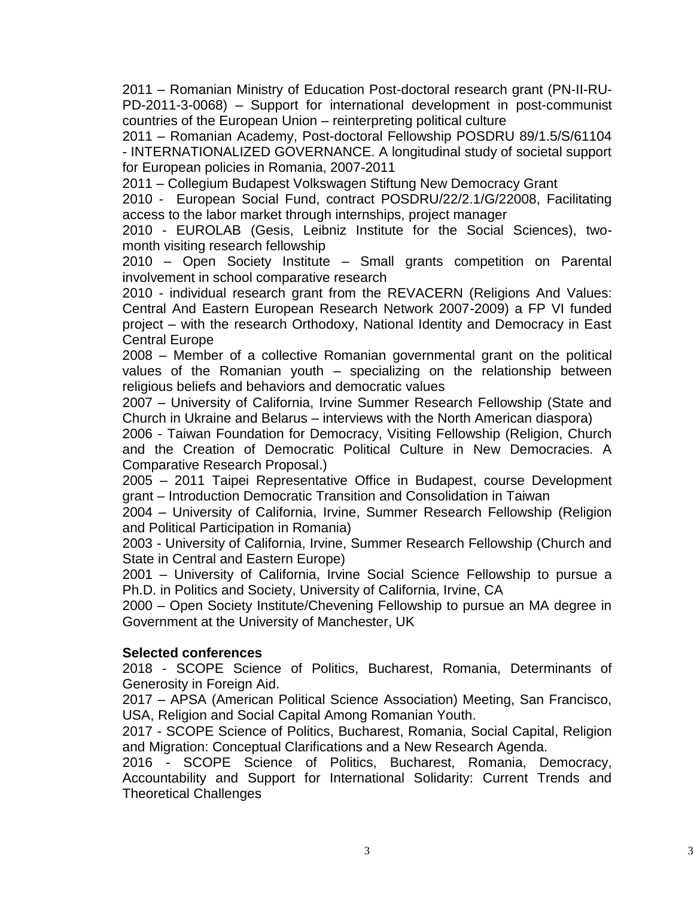2011 – Romanian Ministry of Education Post-doctoral research grant (PN-II-RU-PD-2011-3-0068) – Support for international development in post-communist countries of the European Union – reinterpreting political culture

2011 – Romanian Academy, Post-doctoral Fellowship POSDRU 89/1.5/S/61104 - INTERNATIONALIZED GOVERNANCE. A longitudinal study of societal support for European policies in Romania, 2007-2011

2011 – Collegium Budapest Volkswagen Stiftung New Democracy Grant

2010 - European Social Fund, contract POSDRU/22/2.1/G/22008, Facilitating access to the labor market through internships, project manager

2010 - EUROLAB (Gesis, Leibniz Institute for the Social Sciences), two-month visiting research fellowship

2010 – Open Society Institute – Small grants competition on Parental involvement in school comparative research

2010 - individual research grant from the REVACERN (Religions And Values: Central And Eastern European Research Network 2007-2009) a FP VI funded project – with the research Orthodoxy, National Identity and Democracy in East Central Europe

2008 – Member of a collective Romanian governmental grant on the political values of the Romanian youth – specializing on the relationship between religious beliefs and behaviors and democratic values

2007 – University of California, Irvine Summer Research Fellowship (State and Church in Ukraine and Belarus – interviews with the North American diaspora)

2006 - Taiwan Foundation for Democracy, Visiting Fellowship (Religion, Church and the Creation of Democratic Political Culture in New Democracies. A Comparative Research Proposal.)

2005 – 2011 Taipei Representative Office in Budapest, course Development grant – Introduction Democratic Transition and Consolidation in Taiwan

2004 – University of California, Irvine, Summer Research Fellowship (Religion and Political Participation in Romania)

2003 - University of California, Irvine, Summer Research Fellowship (Church and State in Central and Eastern Europe)

2001 – University of California, Irvine Social Science Fellowship to pursue a Ph.D. in Politics and Society, University of California, Irvine, CA

2000 – Open Society Institute/Chevening Fellowship to pursue an MA degree in Government at the University of Manchester, UK

**Selected conferences**

2018 - SCOPE Science of Politics, Bucharest, Romania, Determinants of Generosity in Foreign Aid.

2017 – APSA (American Political Science Association) Meeting, San Francisco, USA, Religion and Social Capital Among Romanian Youth.

2017 - SCOPE Science of Politics, Bucharest, Romania, Social Capital, Religion and Migration: Conceptual Clarifications and a New Research Agenda.

2016 - SCOPE Science of Politics, Bucharest, Romania, Democracy, Accountability and Support for International Solidarity: Current Trends and Theoretical Challenges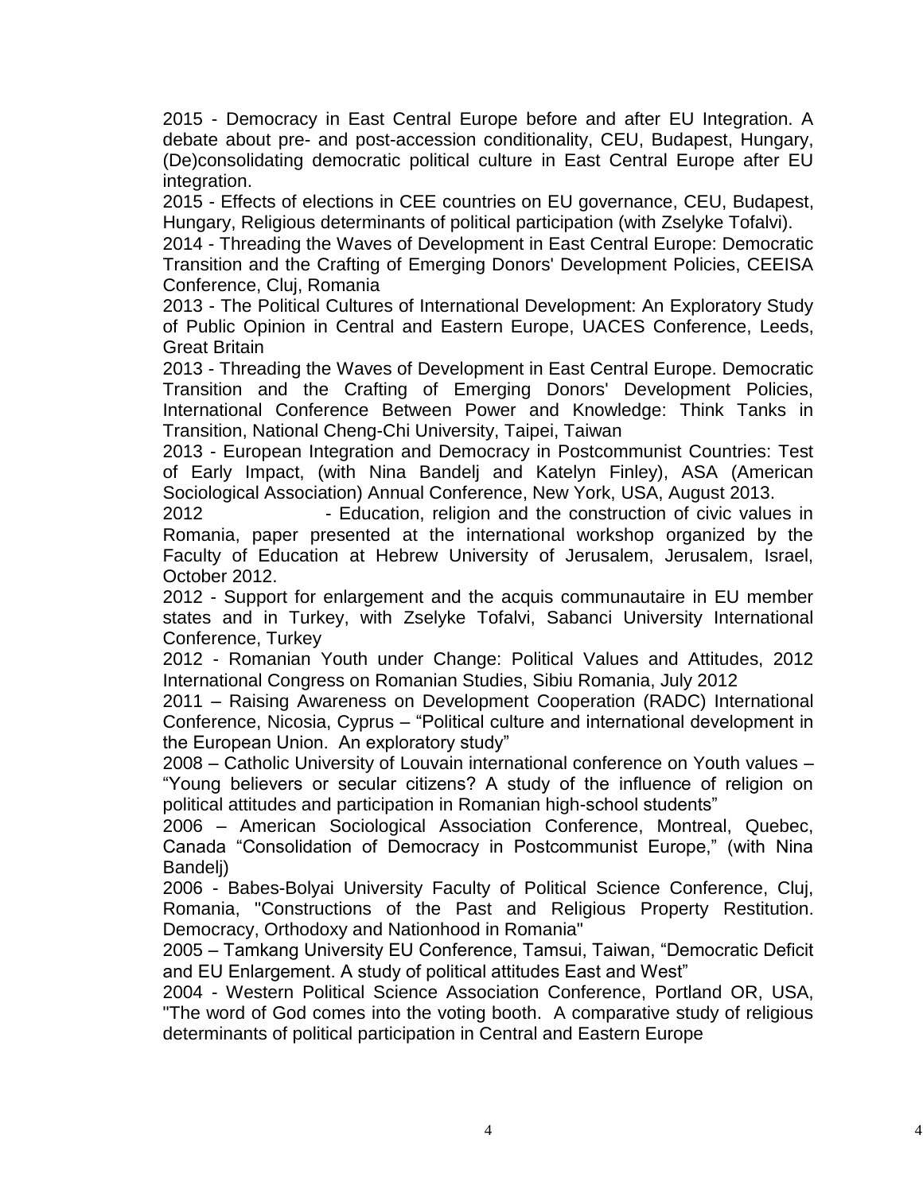2015 - Democracy in East Central Europe before and after EU Integration. A debate about pre- and post-accession conditionality, CEU, Budapest, Hungary, (De)consolidating democratic political culture in East Central Europe after EU integration.

2015 - Effects of elections in CEE countries on EU governance, CEU, Budapest, Hungary, Religious determinants of political participation (with Zselyke Tofalvi).

2014 - Threading the Waves of Development in East Central Europe: Democratic Transition and the Crafting of Emerging Donors' Development Policies, CEEISA Conference, Cluj, Romania

2013 - The Political Cultures of International Development: An Exploratory Study of Public Opinion in Central and Eastern Europe, UACES Conference, Leeds, Great Britain

2013 - Threading the Waves of Development in East Central Europe. Democratic Transition and the Crafting of Emerging Donors' Development Policies, International Conference Between Power and Knowledge: Think Tanks in Transition, National Cheng-Chi University, Taipei, Taiwan

2013 - European Integration and Democracy in Postcommunist Countries: Test of Early Impact, (with Nina Bandelj and Katelyn Finley), ASA (American Sociological Association) Annual Conference, New York, USA, August 2013.

2012 - Education, religion and the construction of civic values in Romania, paper presented at the international workshop organized by the Faculty of Education at Hebrew University of Jerusalem, Jerusalem, Israel, October 2012.

2012 - Support for enlargement and the acquis communautaire in EU member states and in Turkey, with Zselyke Tofalvi, Sabanci University International Conference, Turkey

2012 - Romanian Youth under Change: Political Values and Attitudes, 2012 International Congress on Romanian Studies, Sibiu Romania, July 2012

2011 – Raising Awareness on Development Cooperation (RADC) International Conference, Nicosia, Cyprus – "Political culture and international development in the European Union. An exploratory study"

2008 – Catholic University of Louvain international conference on Youth values – "Young believers or secular citizens? A study of the influence of religion on political attitudes and participation in Romanian high-school students"

2006 – American Sociological Association Conference, Montreal, Quebec, Canada "Consolidation of Democracy in Postcommunist Europe," (with Nina Bandelj)

2006 - Babes-Bolyai University Faculty of Political Science Conference, Cluj, Romania, "Constructions of the Past and Religious Property Restitution. Democracy, Orthodoxy and Nationhood in Romania"

2005 – Tamkang University EU Conference, Tamsui, Taiwan, "Democratic Deficit and EU Enlargement. A study of political attitudes East and West"

2004 - Western Political Science Association Conference, Portland OR, USA, "The word of God comes into the voting booth. A comparative study of religious determinants of political participation in Central and Eastern Europe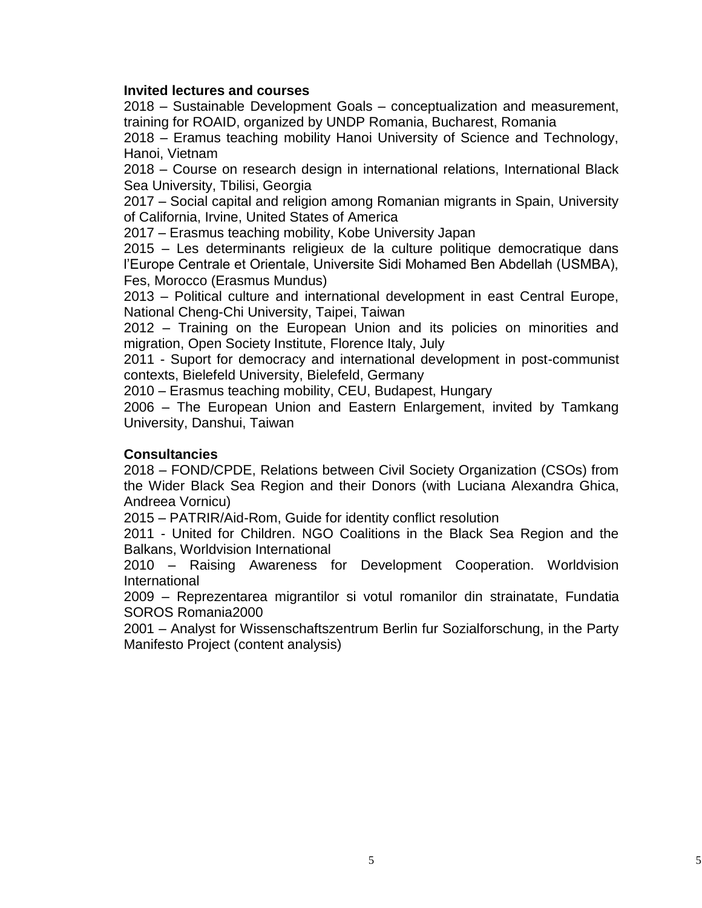**Invited lectures and courses**

2018 – Sustainable Development Goals – conceptualization and measurement, training for ROAID, organized by UNDP Romania, Bucharest, Romania

2018 – Eramus teaching mobility Hanoi University of Science and Technology, Hanoi, Vietnam

2018 – Course on research design in international relations, International Black Sea University, Tbilisi, Georgia

2017 – Social capital and religion among Romanian migrants in Spain, University of California, Irvine, United States of America

2017 – Erasmus teaching mobility, Kobe University Japan

2015 – Les determinants religieux de la culture politique democratique dans l'Europe Centrale et Orientale, Universite Sidi Mohamed Ben Abdellah (USMBA), Fes, Morocco (Erasmus Mundus)

2013 – Political culture and international development in east Central Europe, National Cheng-Chi University, Taipei, Taiwan

2012 – Training on the European Union and its policies on minorities and migration, Open Society Institute, Florence Italy, July

2011 - Suport for democracy and international development in post-communist contexts, Bielefeld University, Bielefeld, Germany

2010 – Erasmus teaching mobility, CEU, Budapest, Hungary

2006 – The European Union and Eastern Enlargement, invited by Tamkang University, Danshui, Taiwan

**Consultancies**

2018 – FOND/CPDE, Relations between Civil Society Organization (CSOs) from the Wider Black Sea Region and their Donors (with Luciana Alexandra Ghica, Andreea Vornicu)

2015 – PATRIR/Aid-Rom, Guide for identity conflict resolution

2011 - United for Children. NGO Coalitions in the Black Sea Region and the Balkans, Worldvision International

2010 – Raising Awareness for Development Cooperation. Worldvision International

2009 – Reprezentarea migrantilor si votul romanilor din strainatate, Fundatia SOROS Romania2000

2001 – Analyst for Wissenschaftszentrum Berlin fur Sozialforschung, in the Party Manifesto Project (content analysis)